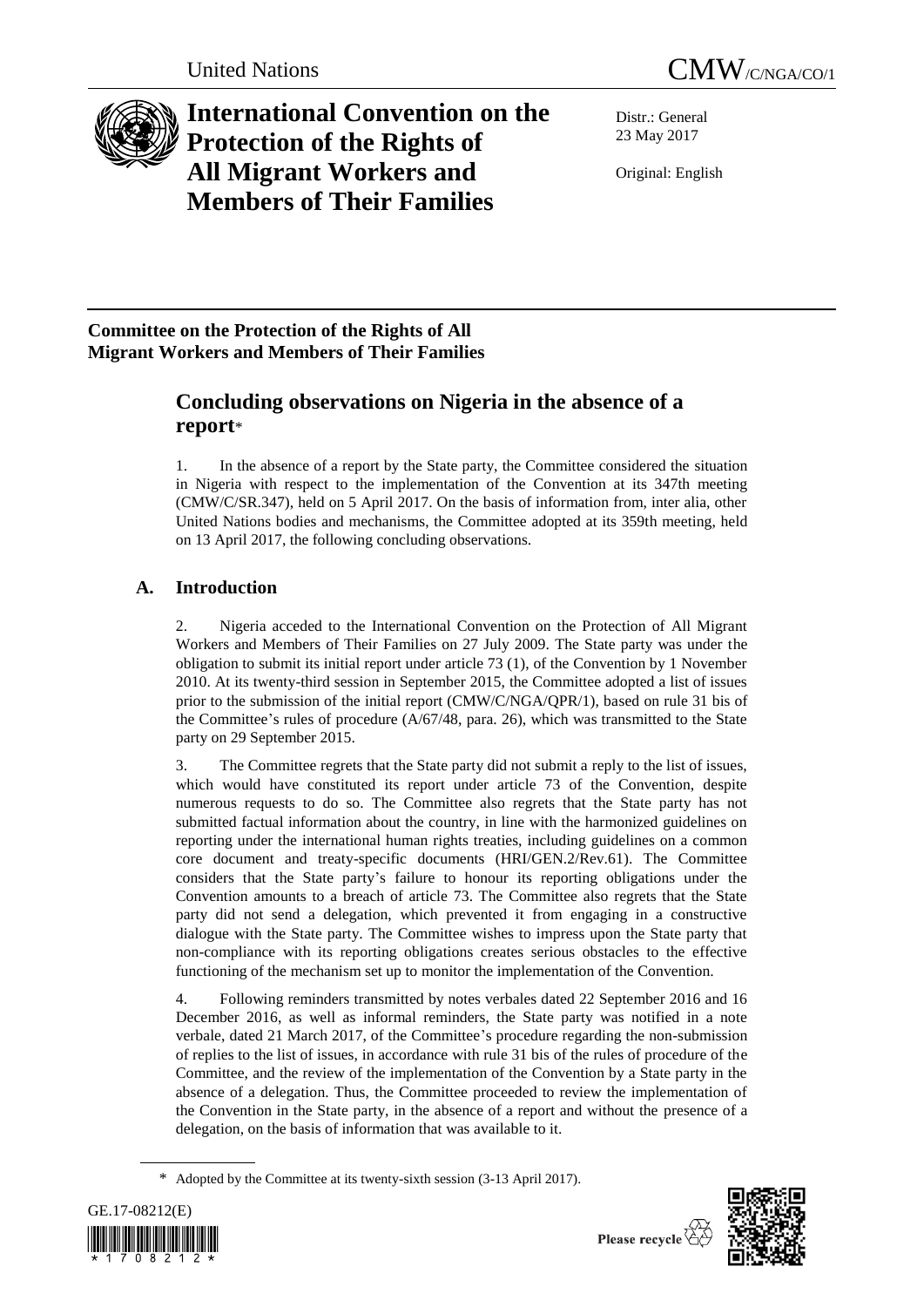United Nations

CMW/C/NGA/CO/1

# International Convention on the Protection of the Rights of All Migrant Workers and Members of Their Families

Distr.: General
23 May 2017

Original: English

**Committee on the Protection of the Rights of All Migrant Workers and Members of Their Families**

## Concluding observations on Nigeria in the absence of a report*

1. In the absence of a report by the State party, the Committee considered the situation in Nigeria with respect to the implementation of the Convention at its 347th meeting (CMW/C/SR.347), held on 5 April 2017. On the basis of information from, inter alia, other United Nations bodies and mechanisms, the Committee adopted at its 359th meeting, held on 13 April 2017, the following concluding observations.

## A. Introduction

2. Nigeria acceded to the International Convention on the Protection of All Migrant Workers and Members of Their Families on 27 July 2009. The State party was under the obligation to submit its initial report under article 73 (1), of the Convention by 1 November 2010. At its twenty-third session in September 2015, the Committee adopted a list of issues prior to the submission of the initial report (CMW/C/NGA/QPR/1), based on rule 31 bis of the Committee's rules of procedure (A/67/48, para. 26), which was transmitted to the State party on 29 September 2015.

3. The Committee regrets that the State party did not submit a reply to the list of issues, which would have constituted its report under article 73 of the Convention, despite numerous requests to do so. The Committee also regrets that the State party has not submitted factual information about the country, in line with the harmonized guidelines on reporting under the international human rights treaties, including guidelines on a common core document and treaty-specific documents (HRI/GEN.2/Rev.61). The Committee considers that the State party's failure to honour its reporting obligations under the Convention amounts to a breach of article 73. The Committee also regrets that the State party did not send a delegation, which prevented it from engaging in a constructive dialogue with the State party. The Committee wishes to impress upon the State party that non-compliance with its reporting obligations creates serious obstacles to the effective functioning of the mechanism set up to monitor the implementation of the Convention.

4. Following reminders transmitted by notes verbales dated 22 September 2016 and 16 December 2016, as well as informal reminders, the State party was notified in a note verbale, dated 21 March 2017, of the Committee's procedure regarding the non-submission of replies to the list of issues, in accordance with rule 31 bis of the rules of procedure of the Committee, and the review of the implementation of the Convention by a State party in the absence of a delegation. Thus, the Committee proceeded to review the implementation of the Convention in the State party, in the absence of a report and without the presence of a delegation, on the basis of information that was available to it.

\* Adopted by the Committee at its twenty-sixth session (3-13 April 2017).

GE.17-08212(E)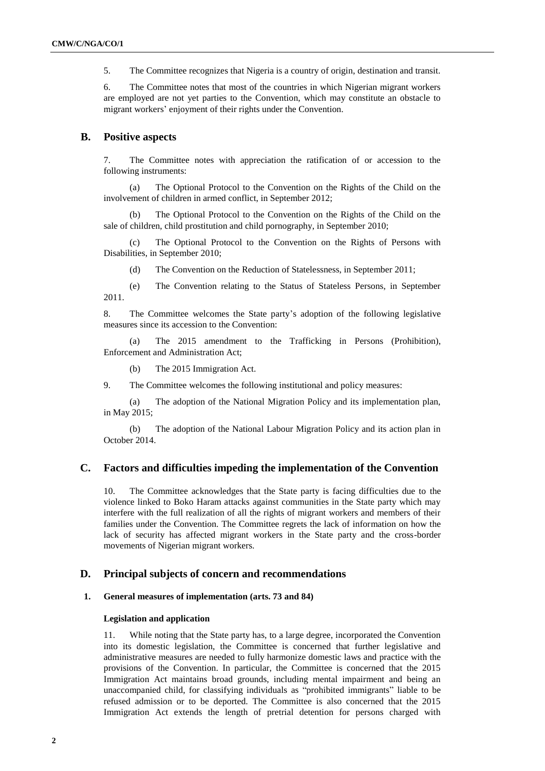5. The Committee recognizes that Nigeria is a country of origin, destination and transit.

6. The Committee notes that most of the countries in which Nigerian migrant workers are employed are not yet parties to the Convention, which may constitute an obstacle to migrant workers' enjoyment of their rights under the Convention.

## B. Positive aspects

7. The Committee notes with appreciation the ratification of or accession to the following instruments:

(a) The Optional Protocol to the Convention on the Rights of the Child on the involvement of children in armed conflict, in September 2012;

(b) The Optional Protocol to the Convention on the Rights of the Child on the sale of children, child prostitution and child pornography, in September 2010;

(c) The Optional Protocol to the Convention on the Rights of Persons with Disabilities, in September 2010;

(d) The Convention on the Reduction of Statelessness, in September 2011;

(e) The Convention relating to the Status of Stateless Persons, in September 2011.

8. The Committee welcomes the State party's adoption of the following legislative measures since its accession to the Convention:

(a) The 2015 amendment to the Trafficking in Persons (Prohibition), Enforcement and Administration Act;

(b) The 2015 Immigration Act.

9. The Committee welcomes the following institutional and policy measures:

(a) The adoption of the National Migration Policy and its implementation plan, in May 2015;

(b) The adoption of the National Labour Migration Policy and its action plan in October 2014.

## C. Factors and difficulties impeding the implementation of the Convention

10. The Committee acknowledges that the State party is facing difficulties due to the violence linked to Boko Haram attacks against communities in the State party which may interfere with the full realization of all the rights of migrant workers and members of their families under the Convention. The Committee regrets the lack of information on how the lack of security has affected migrant workers in the State party and the cross-border movements of Nigerian migrant workers.

## D. Principal subjects of concern and recommendations

### 1. General measures of implementation (arts. 73 and 84)

#### Legislation and application

11. While noting that the State party has, to a large degree, incorporated the Convention into its domestic legislation, the Committee is concerned that further legislative and administrative measures are needed to fully harmonize domestic laws and practice with the provisions of the Convention. In particular, the Committee is concerned that the 2015 Immigration Act maintains broad grounds, including mental impairment and being an unaccompanied child, for classifying individuals as "prohibited immigrants" liable to be refused admission or to be deported. The Committee is also concerned that the 2015 Immigration Act extends the length of pretrial detention for persons charged with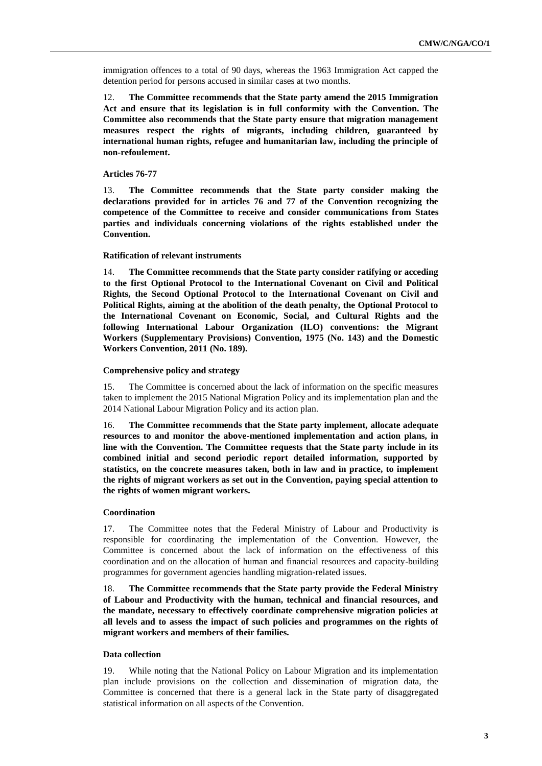immigration offences to a total of 90 days, whereas the 1963 Immigration Act capped the detention period for persons accused in similar cases at two months.

12. **The Committee recommends that the State party amend the 2015 Immigration Act and ensure that its legislation is in full conformity with the Convention. The Committee also recommends that the State party ensure that migration management measures respect the rights of migrants, including children, guaranteed by international human rights, refugee and humanitarian law, including the principle of non-refoulement.**

#### Articles 76-77

13. **The Committee recommends that the State party consider making the declarations provided for in articles 76 and 77 of the Convention recognizing the competence of the Committee to receive and consider communications from States parties and individuals concerning violations of the rights established under the Convention.**

#### Ratification of relevant instruments

14. **The Committee recommends that the State party consider ratifying or acceding to the first Optional Protocol to the International Covenant on Civil and Political Rights, the Second Optional Protocol to the International Covenant on Civil and Political Rights, aiming at the abolition of the death penalty, the Optional Protocol to the International Covenant on Economic, Social, and Cultural Rights and the following International Labour Organization (ILO) conventions: the Migrant Workers (Supplementary Provisions) Convention, 1975 (No. 143) and the Domestic Workers Convention, 2011 (No. 189).**

#### Comprehensive policy and strategy

15. The Committee is concerned about the lack of information on the specific measures taken to implement the 2015 National Migration Policy and its implementation plan and the 2014 National Labour Migration Policy and its action plan.

16. **The Committee recommends that the State party implement, allocate adequate resources to and monitor the above-mentioned implementation and action plans, in line with the Convention. The Committee requests that the State party include in its combined initial and second periodic report detailed information, supported by statistics, on the concrete measures taken, both in law and in practice, to implement the rights of migrant workers as set out in the Convention, paying special attention to the rights of women migrant workers.**

#### Coordination

17. The Committee notes that the Federal Ministry of Labour and Productivity is responsible for coordinating the implementation of the Convention. However, the Committee is concerned about the lack of information on the effectiveness of this coordination and on the allocation of human and financial resources and capacity-building programmes for government agencies handling migration-related issues.

18. **The Committee recommends that the State party provide the Federal Ministry of Labour and Productivity with the human, technical and financial resources, and the mandate, necessary to effectively coordinate comprehensive migration policies at all levels and to assess the impact of such policies and programmes on the rights of migrant workers and members of their families.**

#### Data collection

19. While noting that the National Policy on Labour Migration and its implementation plan include provisions on the collection and dissemination of migration data, the Committee is concerned that there is a general lack in the State party of disaggregated statistical information on all aspects of the Convention.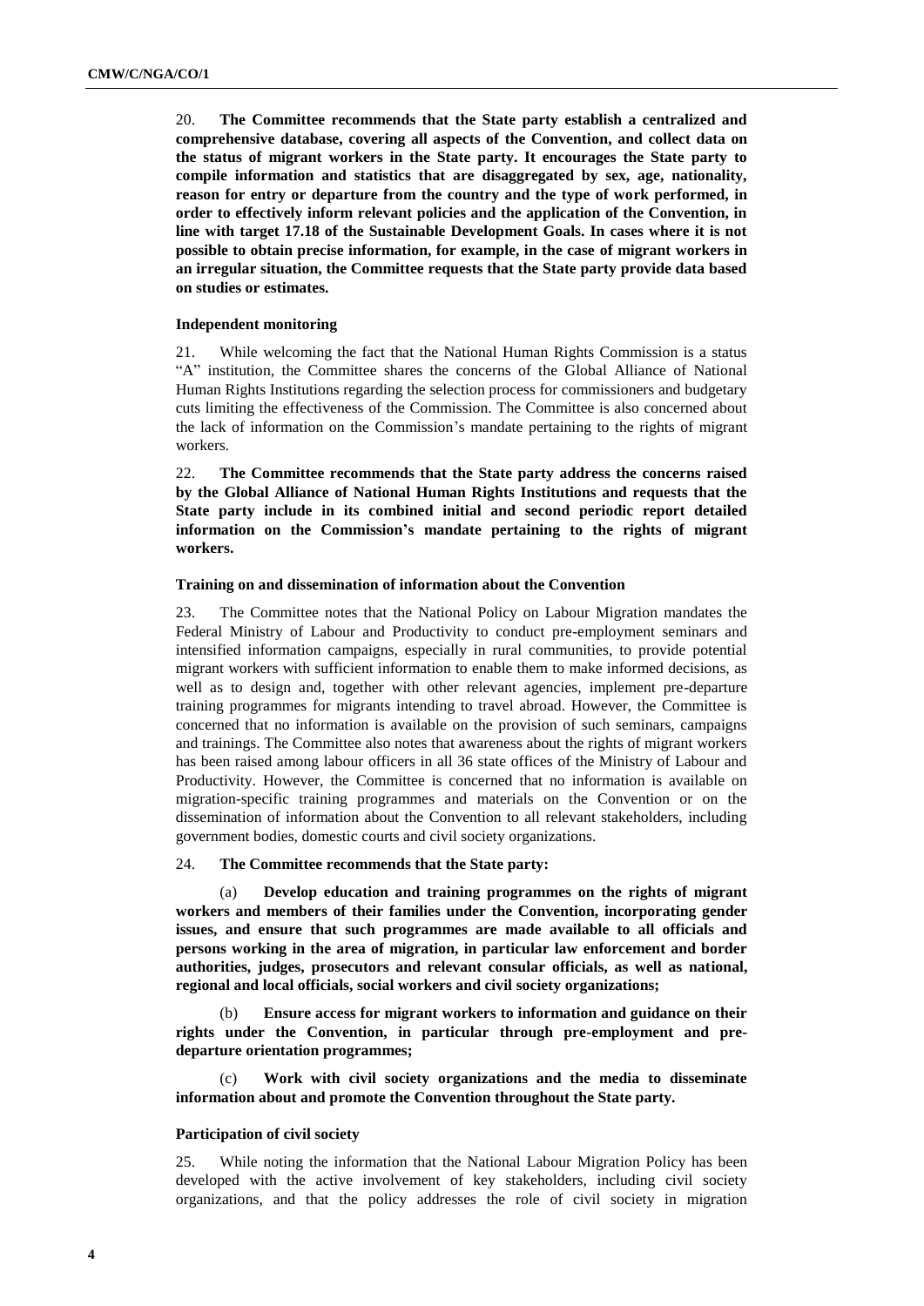20. **The Committee recommends that the State party establish a centralized and comprehensive database, covering all aspects of the Convention, and collect data on the status of migrant workers in the State party. It encourages the State party to compile information and statistics that are disaggregated by sex, age, nationality, reason for entry or departure from the country and the type of work performed, in order to effectively inform relevant policies and the application of the Convention, in line with target 17.18 of the Sustainable Development Goals. In cases where it is not possible to obtain precise information, for example, in the case of migrant workers in an irregular situation, the Committee requests that the State party provide data based on studies or estimates.**

#### Independent monitoring

21. While welcoming the fact that the National Human Rights Commission is a status "A" institution, the Committee shares the concerns of the Global Alliance of National Human Rights Institutions regarding the selection process for commissioners and budgetary cuts limiting the effectiveness of the Commission. The Committee is also concerned about the lack of information on the Commission's mandate pertaining to the rights of migrant workers.

22. **The Committee recommends that the State party address the concerns raised by the Global Alliance of National Human Rights Institutions and requests that the State party include in its combined initial and second periodic report detailed information on the Commission's mandate pertaining to the rights of migrant workers.**

#### Training on and dissemination of information about the Convention

23. The Committee notes that the National Policy on Labour Migration mandates the Federal Ministry of Labour and Productivity to conduct pre-employment seminars and intensified information campaigns, especially in rural communities, to provide potential migrant workers with sufficient information to enable them to make informed decisions, as well as to design and, together with other relevant agencies, implement pre-departure training programmes for migrants intending to travel abroad. However, the Committee is concerned that no information is available on the provision of such seminars, campaigns and trainings. The Committee also notes that awareness about the rights of migrant workers has been raised among labour officers in all 36 state offices of the Ministry of Labour and Productivity. However, the Committee is concerned that no information is available on migration-specific training programmes and materials on the Convention or on the dissemination of information about the Convention to all relevant stakeholders, including government bodies, domestic courts and civil society organizations.

24. **The Committee recommends that the State party:**

(a) **Develop education and training programmes on the rights of migrant workers and members of their families under the Convention, incorporating gender issues, and ensure that such programmes are made available to all officials and persons working in the area of migration, in particular law enforcement and border authorities, judges, prosecutors and relevant consular officials, as well as national, regional and local officials, social workers and civil society organizations;**

(b) **Ensure access for migrant workers to information and guidance on their rights under the Convention, in particular through pre-employment and pre-departure orientation programmes;**

(c) **Work with civil society organizations and the media to disseminate information about and promote the Convention throughout the State party.**

#### Participation of civil society

25. While noting the information that the National Labour Migration Policy has been developed with the active involvement of key stakeholders, including civil society organizations, and that the policy addresses the role of civil society in migration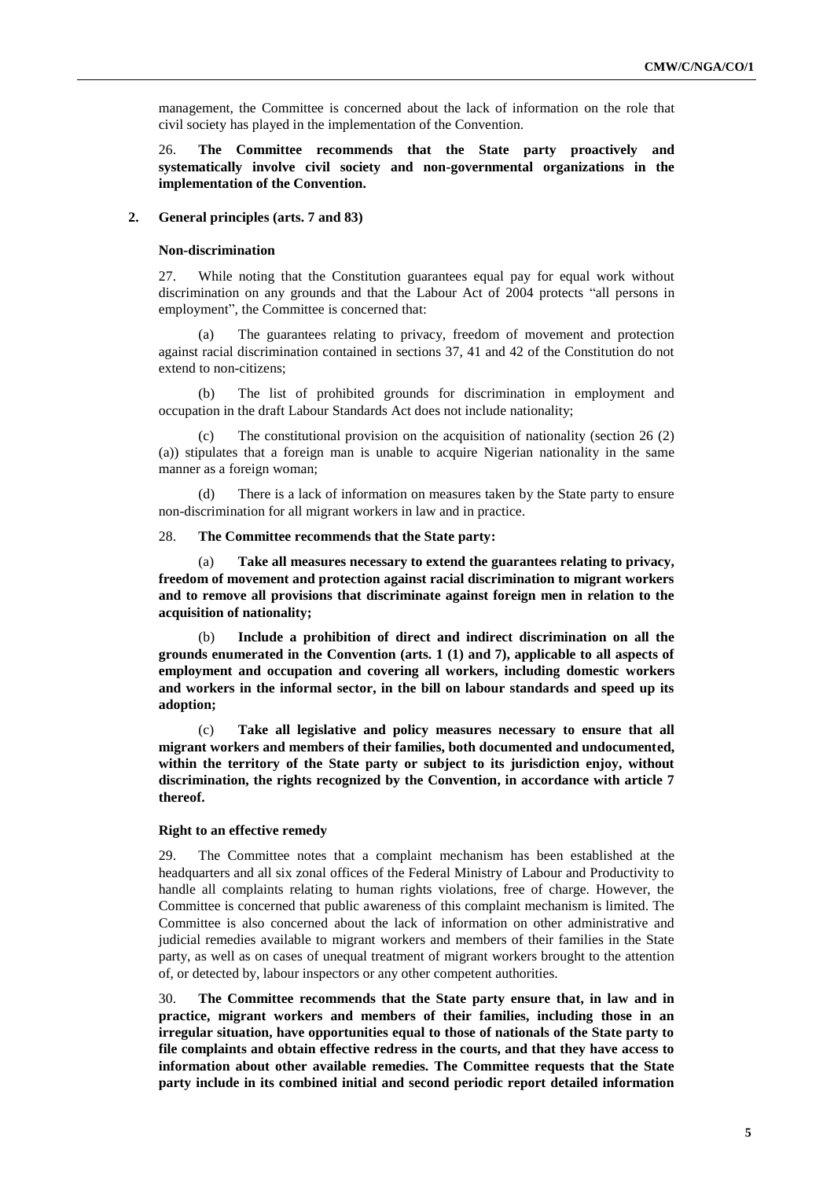management, the Committee is concerned about the lack of information on the role that civil society has played in the implementation of the Convention.

26. **The Committee recommends that the State party proactively and systematically involve civil society and non-governmental organizations in the implementation of the Convention.**

## 2. General principles (arts. 7 and 83)

### Non-discrimination

27. While noting that the Constitution guarantees equal pay for equal work without discrimination on any grounds and that the Labour Act of 2004 protects "all persons in employment", the Committee is concerned that:

(a) The guarantees relating to privacy, freedom of movement and protection against racial discrimination contained in sections 37, 41 and 42 of the Constitution do not extend to non-citizens;

(b) The list of prohibited grounds for discrimination in employment and occupation in the draft Labour Standards Act does not include nationality;

(c) The constitutional provision on the acquisition of nationality (section 26 (2) (a)) stipulates that a foreign man is unable to acquire Nigerian nationality in the same manner as a foreign woman;

(d) There is a lack of information on measures taken by the State party to ensure non-discrimination for all migrant workers in law and in practice.

28. **The Committee recommends that the State party:**

(a) **Take all measures necessary to extend the guarantees relating to privacy, freedom of movement and protection against racial discrimination to migrant workers and to remove all provisions that discriminate against foreign men in relation to the acquisition of nationality;**

(b) **Include a prohibition of direct and indirect discrimination on all the grounds enumerated in the Convention (arts. 1 (1) and 7), applicable to all aspects of employment and occupation and covering all workers, including domestic workers and workers in the informal sector, in the bill on labour standards and speed up its adoption;**

(c) **Take all legislative and policy measures necessary to ensure that all migrant workers and members of their families, both documented and undocumented, within the territory of the State party or subject to its jurisdiction enjoy, without discrimination, the rights recognized by the Convention, in accordance with article 7 thereof.**

### Right to an effective remedy

29. The Committee notes that a complaint mechanism has been established at the headquarters and all six zonal offices of the Federal Ministry of Labour and Productivity to handle all complaints relating to human rights violations, free of charge. However, the Committee is concerned that public awareness of this complaint mechanism is limited. The Committee is also concerned about the lack of information on other administrative and judicial remedies available to migrant workers and members of their families in the State party, as well as on cases of unequal treatment of migrant workers brought to the attention of, or detected by, labour inspectors or any other competent authorities.

30. **The Committee recommends that the State party ensure that, in law and in practice, migrant workers and members of their families, including those in an irregular situation, have opportunities equal to those of nationals of the State party to file complaints and obtain effective redress in the courts, and that they have access to information about other available remedies. The Committee requests that the State party include in its combined initial and second periodic report detailed information**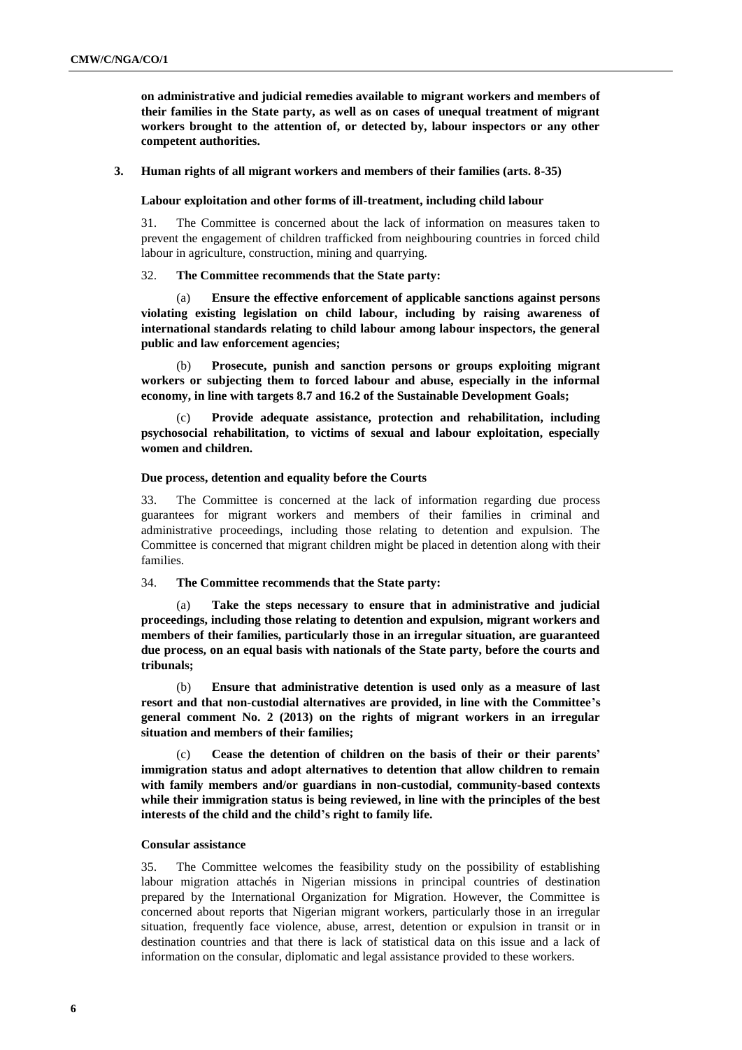**on administrative and judicial remedies available to migrant workers and members of their families in the State party, as well as on cases of unequal treatment of migrant workers brought to the attention of, or detected by, labour inspectors or any other competent authorities.**

## 3. Human rights of all migrant workers and members of their families (arts. 8-35)

### Labour exploitation and other forms of ill-treatment, including child labour

31. The Committee is concerned about the lack of information on measures taken to prevent the engagement of children trafficked from neighbouring countries in forced child labour in agriculture, construction, mining and quarrying.

32. **The Committee recommends that the State party:**

(a) **Ensure the effective enforcement of applicable sanctions against persons violating existing legislation on child labour, including by raising awareness of international standards relating to child labour among labour inspectors, the general public and law enforcement agencies;**

(b) **Prosecute, punish and sanction persons or groups exploiting migrant workers or subjecting them to forced labour and abuse, especially in the informal economy, in line with targets 8.7 and 16.2 of the Sustainable Development Goals;**

(c) **Provide adequate assistance, protection and rehabilitation, including psychosocial rehabilitation, to victims of sexual and labour exploitation, especially women and children.**

### Due process, detention and equality before the Courts

33. The Committee is concerned at the lack of information regarding due process guarantees for migrant workers and members of their families in criminal and administrative proceedings, including those relating to detention and expulsion. The Committee is concerned that migrant children might be placed in detention along with their families.

34. **The Committee recommends that the State party:**

(a) **Take the steps necessary to ensure that in administrative and judicial proceedings, including those relating to detention and expulsion, migrant workers and members of their families, particularly those in an irregular situation, are guaranteed due process, on an equal basis with nationals of the State party, before the courts and tribunals;**

(b) **Ensure that administrative detention is used only as a measure of last resort and that non-custodial alternatives are provided, in line with the Committee's general comment No. 2 (2013) on the rights of migrant workers in an irregular situation and members of their families;**

(c) **Cease the detention of children on the basis of their or their parents' immigration status and adopt alternatives to detention that allow children to remain with family members and/or guardians in non-custodial, community-based contexts while their immigration status is being reviewed, in line with the principles of the best interests of the child and the child's right to family life.**

### Consular assistance

35. The Committee welcomes the feasibility study on the possibility of establishing labour migration attachés in Nigerian missions in principal countries of destination prepared by the International Organization for Migration. However, the Committee is concerned about reports that Nigerian migrant workers, particularly those in an irregular situation, frequently face violence, abuse, arrest, detention or expulsion in transit or in destination countries and that there is lack of statistical data on this issue and a lack of information on the consular, diplomatic and legal assistance provided to these workers.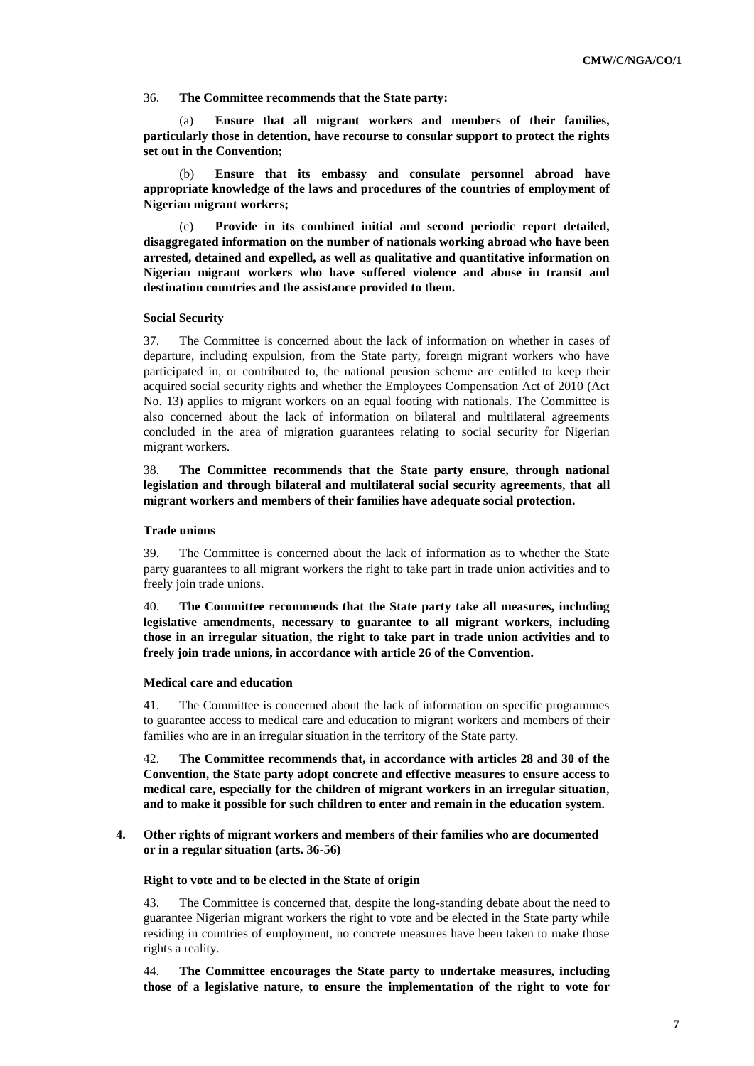36. **The Committee recommends that the State party:**

(a) **Ensure that all migrant workers and members of their families, particularly those in detention, have recourse to consular support to protect the rights set out in the Convention;**

(b) **Ensure that its embassy and consulate personnel abroad have appropriate knowledge of the laws and procedures of the countries of employment of Nigerian migrant workers;**

(c) **Provide in its combined initial and second periodic report detailed, disaggregated information on the number of nationals working abroad who have been arrested, detained and expelled, as well as qualitative and quantitative information on Nigerian migrant workers who have suffered violence and abuse in transit and destination countries and the assistance provided to them.**

#### Social Security

37. The Committee is concerned about the lack of information on whether in cases of departure, including expulsion, from the State party, foreign migrant workers who have participated in, or contributed to, the national pension scheme are entitled to keep their acquired social security rights and whether the Employees Compensation Act of 2010 (Act No. 13) applies to migrant workers on an equal footing with nationals. The Committee is also concerned about the lack of information on bilateral and multilateral agreements concluded in the area of migration guarantees relating to social security for Nigerian migrant workers.

38. **The Committee recommends that the State party ensure, through national legislation and through bilateral and multilateral social security agreements, that all migrant workers and members of their families have adequate social protection.**

#### Trade unions

39. The Committee is concerned about the lack of information as to whether the State party guarantees to all migrant workers the right to take part in trade union activities and to freely join trade unions.

40. **The Committee recommends that the State party take all measures, including legislative amendments, necessary to guarantee to all migrant workers, including those in an irregular situation, the right to take part in trade union activities and to freely join trade unions, in accordance with article 26 of the Convention.**

#### Medical care and education

41. The Committee is concerned about the lack of information on specific programmes to guarantee access to medical care and education to migrant workers and members of their families who are in an irregular situation in the territory of the State party.

42. **The Committee recommends that, in accordance with articles 28 and 30 of the Convention, the State party adopt concrete and effective measures to ensure access to medical care, especially for the children of migrant workers in an irregular situation, and to make it possible for such children to enter and remain in the education system.**

### 4. Other rights of migrant workers and members of their families who are documented or in a regular situation (arts. 36-56)

#### Right to vote and to be elected in the State of origin

43. The Committee is concerned that, despite the long-standing debate about the need to guarantee Nigerian migrant workers the right to vote and be elected in the State party while residing in countries of employment, no concrete measures have been taken to make those rights a reality.

44. **The Committee encourages the State party to undertake measures, including those of a legislative nature, to ensure the implementation of the right to vote for**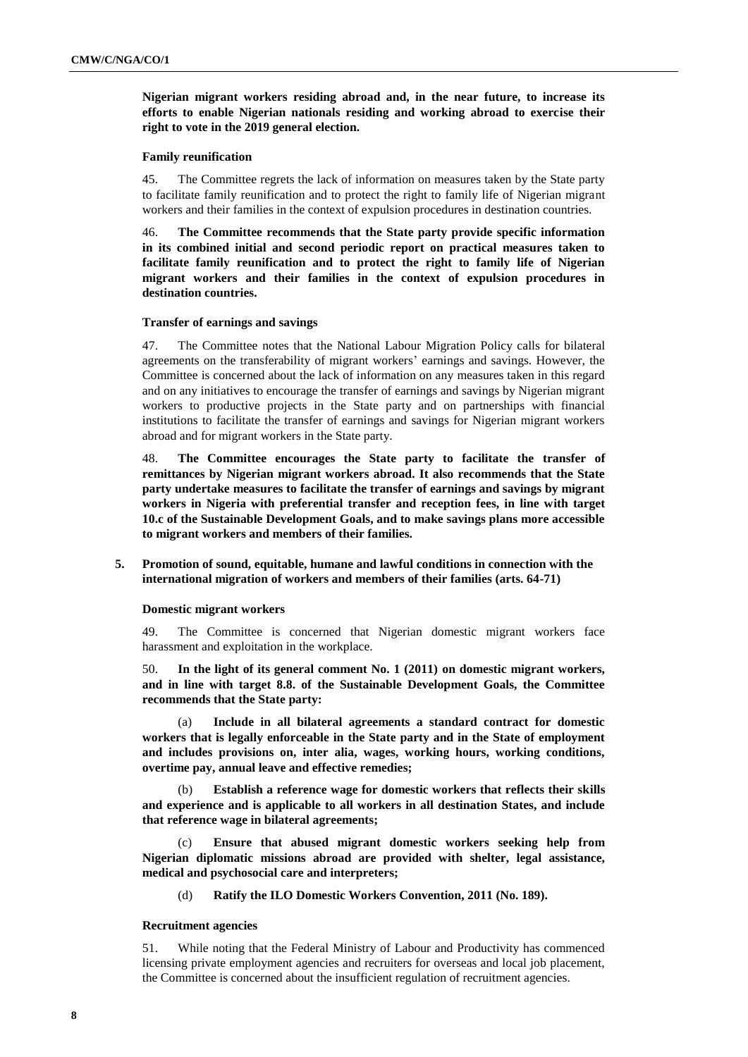**Nigerian migrant workers residing abroad and, in the near future, to increase its efforts to enable Nigerian nationals residing and working abroad to exercise their right to vote in the 2019 general election.**

#### Family reunification

45. The Committee regrets the lack of information on measures taken by the State party to facilitate family reunification and to protect the right to family life of Nigerian migrant workers and their families in the context of expulsion procedures in destination countries.

46. **The Committee recommends that the State party provide specific information in its combined initial and second periodic report on practical measures taken to facilitate family reunification and to protect the right to family life of Nigerian migrant workers and their families in the context of expulsion procedures in destination countries.**

#### Transfer of earnings and savings

47. The Committee notes that the National Labour Migration Policy calls for bilateral agreements on the transferability of migrant workers' earnings and savings. However, the Committee is concerned about the lack of information on any measures taken in this regard and on any initiatives to encourage the transfer of earnings and savings by Nigerian migrant workers to productive projects in the State party and on partnerships with financial institutions to facilitate the transfer of earnings and savings for Nigerian migrant workers abroad and for migrant workers in the State party.

48. **The Committee encourages the State party to facilitate the transfer of remittances by Nigerian migrant workers abroad. It also recommends that the State party undertake measures to facilitate the transfer of earnings and savings by migrant workers in Nigeria with preferential transfer and reception fees, in line with target 10.c of the Sustainable Development Goals, and to make savings plans more accessible to migrant workers and members of their families.**

### 5. Promotion of sound, equitable, humane and lawful conditions in connection with the international migration of workers and members of their families (arts. 64-71)

#### Domestic migrant workers

49. The Committee is concerned that Nigerian domestic migrant workers face harassment and exploitation in the workplace.

50. **In the light of its general comment No. 1 (2011) on domestic migrant workers, and in line with target 8.8. of the Sustainable Development Goals, the Committee recommends that the State party:**

(a) **Include in all bilateral agreements a standard contract for domestic workers that is legally enforceable in the State party and in the State of employment and includes provisions on, inter alia, wages, working hours, working conditions, overtime pay, annual leave and effective remedies;**

(b) **Establish a reference wage for domestic workers that reflects their skills and experience and is applicable to all workers in all destination States, and include that reference wage in bilateral agreements;**

(c) **Ensure that abused migrant domestic workers seeking help from Nigerian diplomatic missions abroad are provided with shelter, legal assistance, medical and psychosocial care and interpreters;**

(d) **Ratify the ILO Domestic Workers Convention, 2011 (No. 189).**

#### Recruitment agencies

51. While noting that the Federal Ministry of Labour and Productivity has commenced licensing private employment agencies and recruiters for overseas and local job placement, the Committee is concerned about the insufficient regulation of recruitment agencies.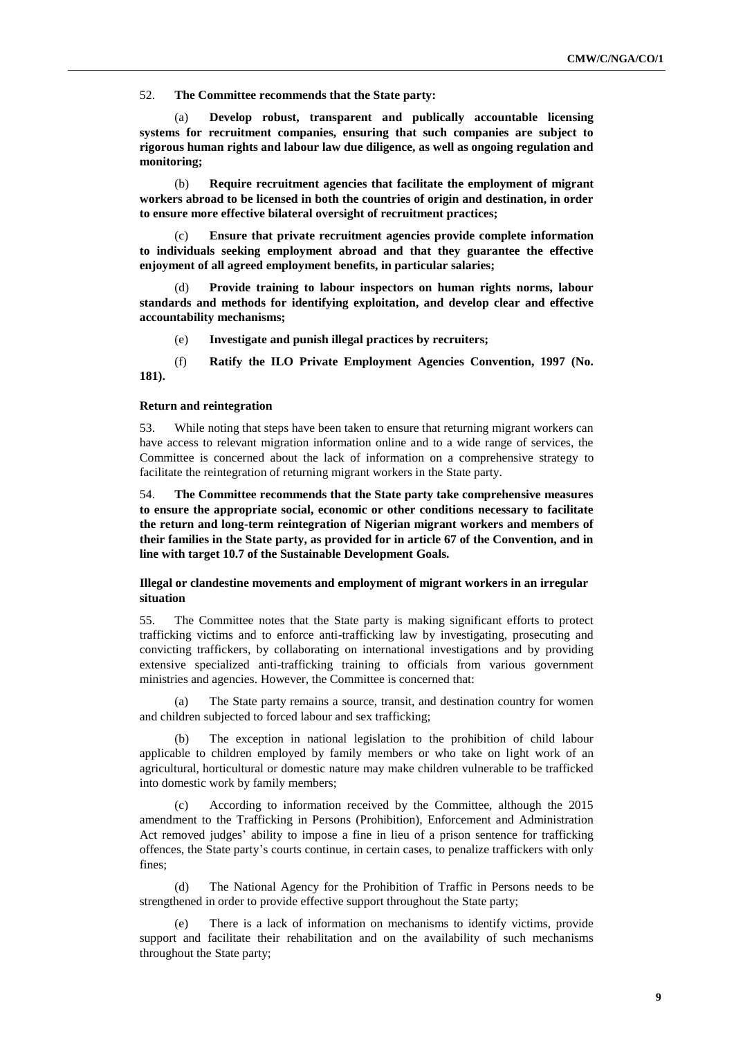52. **The Committee recommends that the State party:**

(a) **Develop robust, transparent and publically accountable licensing systems for recruitment companies, ensuring that such companies are subject to rigorous human rights and labour law due diligence, as well as ongoing regulation and monitoring;**

(b) **Require recruitment agencies that facilitate the employment of migrant workers abroad to be licensed in both the countries of origin and destination, in order to ensure more effective bilateral oversight of recruitment practices;**

(c) **Ensure that private recruitment agencies provide complete information to individuals seeking employment abroad and that they guarantee the effective enjoyment of all agreed employment benefits, in particular salaries;**

(d) **Provide training to labour inspectors on human rights norms, labour standards and methods for identifying exploitation, and develop clear and effective accountability mechanisms;**

(e) **Investigate and punish illegal practices by recruiters;**

(f) **Ratify the ILO Private Employment Agencies Convention, 1997 (No. 181).**

### Return and reintegration

53. While noting that steps have been taken to ensure that returning migrant workers can have access to relevant migration information online and to a wide range of services, the Committee is concerned about the lack of information on a comprehensive strategy to facilitate the reintegration of returning migrant workers in the State party.

54. **The Committee recommends that the State party take comprehensive measures to ensure the appropriate social, economic or other conditions necessary to facilitate the return and long-term reintegration of Nigerian migrant workers and members of their families in the State party, as provided for in article 67 of the Convention, and in line with target 10.7 of the Sustainable Development Goals.**

### Illegal or clandestine movements and employment of migrant workers in an irregular situation

55. The Committee notes that the State party is making significant efforts to protect trafficking victims and to enforce anti-trafficking law by investigating, prosecuting and convicting traffickers, by collaborating on international investigations and by providing extensive specialized anti-trafficking training to officials from various government ministries and agencies. However, the Committee is concerned that:

(a) The State party remains a source, transit, and destination country for women and children subjected to forced labour and sex trafficking;

(b) The exception in national legislation to the prohibition of child labour applicable to children employed by family members or who take on light work of an agricultural, horticultural or domestic nature may make children vulnerable to be trafficked into domestic work by family members;

(c) According to information received by the Committee, although the 2015 amendment to the Trafficking in Persons (Prohibition), Enforcement and Administration Act removed judges' ability to impose a fine in lieu of a prison sentence for trafficking offences, the State party's courts continue, in certain cases, to penalize traffickers with only fines;

(d) The National Agency for the Prohibition of Traffic in Persons needs to be strengthened in order to provide effective support throughout the State party;

(e) There is a lack of information on mechanisms to identify victims, provide support and facilitate their rehabilitation and on the availability of such mechanisms throughout the State party;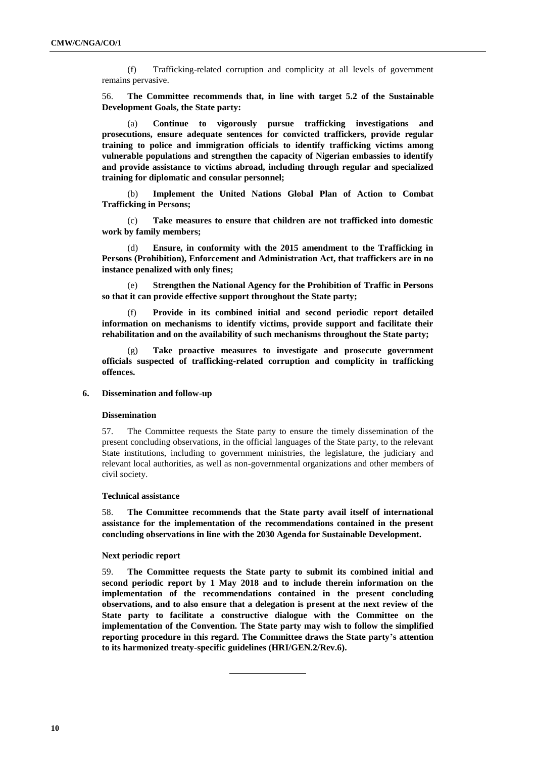(f) Trafficking-related corruption and complicity at all levels of government remains pervasive.

56. **The Committee recommends that, in line with target 5.2 of the Sustainable Development Goals, the State party:**

(a) **Continue to vigorously pursue trafficking investigations and prosecutions, ensure adequate sentences for convicted traffickers, provide regular training to police and immigration officials to identify trafficking victims among vulnerable populations and strengthen the capacity of Nigerian embassies to identify and provide assistance to victims abroad, including through regular and specialized training for diplomatic and consular personnel;**

(b) **Implement the United Nations Global Plan of Action to Combat Trafficking in Persons;**

(c) **Take measures to ensure that children are not trafficked into domestic work by family members;**

(d) **Ensure, in conformity with the 2015 amendment to the Trafficking in Persons (Prohibition), Enforcement and Administration Act, that traffickers are in no instance penalized with only fines;**

(e) **Strengthen the National Agency for the Prohibition of Traffic in Persons so that it can provide effective support throughout the State party;**

(f) **Provide in its combined initial and second periodic report detailed information on mechanisms to identify victims, provide support and facilitate their rehabilitation and on the availability of such mechanisms throughout the State party;**

(g) **Take proactive measures to investigate and prosecute government officials suspected of trafficking-related corruption and complicity in trafficking offences.**

## 6. Dissemination and follow-up

### Dissemination

57. The Committee requests the State party to ensure the timely dissemination of the present concluding observations, in the official languages of the State party, to the relevant State institutions, including to government ministries, the legislature, the judiciary and relevant local authorities, as well as non-governmental organizations and other members of civil society.

### Technical assistance

58. **The Committee recommends that the State party avail itself of international assistance for the implementation of the recommendations contained in the present concluding observations in line with the 2030 Agenda for Sustainable Development.**

### Next periodic report

59. **The Committee requests the State party to submit its combined initial and second periodic report by 1 May 2018 and to include therein information on the implementation of the recommendations contained in the present concluding observations, and to also ensure that a delegation is present at the next review of the State party to facilitate a constructive dialogue with the Committee on the implementation of the Convention. The State party may wish to follow the simplified reporting procedure in this regard. The Committee draws the State party's attention to its harmonized treaty-specific guidelines (HRI/GEN.2/Rev.6).**